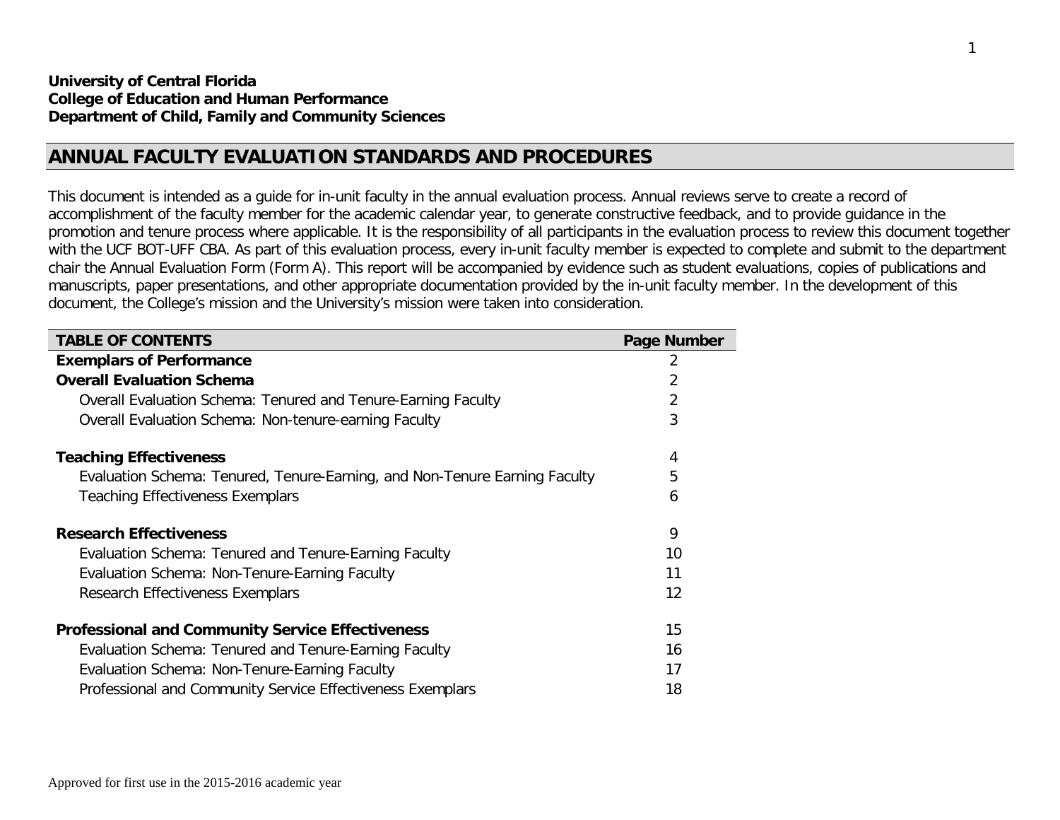**University of Central Florida**
**College of Education and Human Performance**
**Department of Child, Family and Community Sciences**

# ANNUAL FACULTY EVALUATION STANDARDS AND PROCEDURES

This document is intended as a guide for in-unit faculty in the annual evaluation process. Annual reviews serve to create a record of accomplishment of the faculty member for the academic calendar year, to generate constructive feedback, and to provide guidance in the promotion and tenure process where applicable. It is the responsibility of all participants in the evaluation process to review this document together with the UCF BOT-UFF CBA. As part of this evaluation process, every in-unit faculty member is expected to complete and submit to the department chair the Annual Evaluation Form (Form A). This report will be accompanied by evidence such as student evaluations, copies of publications and manuscripts, paper presentations, and other appropriate documentation provided by the in-unit faculty member. In the development of this document, the College's mission and the University's mission were taken into consideration.

| TABLE OF CONTENTS | Page Number |
|---|---|
| **Exemplars of Performance** | 2 |
| **Overall Evaluation Schema** | 2 |
| Overall Evaluation Schema: Tenured and Tenure-Earning Faculty | 2 |
| Overall Evaluation Schema: Non-tenure-earning Faculty | 3 |
| **Teaching Effectiveness** | 4 |
| Evaluation Schema: Tenured, Tenure-Earning, and Non-Tenure Earning Faculty | 5 |
| Teaching Effectiveness Exemplars | 6 |
| **Research Effectiveness** | 9 |
| Evaluation Schema: Tenured and Tenure-Earning Faculty | 10 |
| Evaluation Schema: Non-Tenure-Earning Faculty | 11 |
| Research Effectiveness Exemplars | 12 |
| **Professional and Community Service Effectiveness** | 15 |
| Evaluation Schema: Tenured and Tenure-Earning Faculty | 16 |
| Evaluation Schema: Non-Tenure-Earning Faculty | 17 |
| Professional and Community Service Effectiveness Exemplars | 18 |

Approved for first use in the 2015-2016 academic year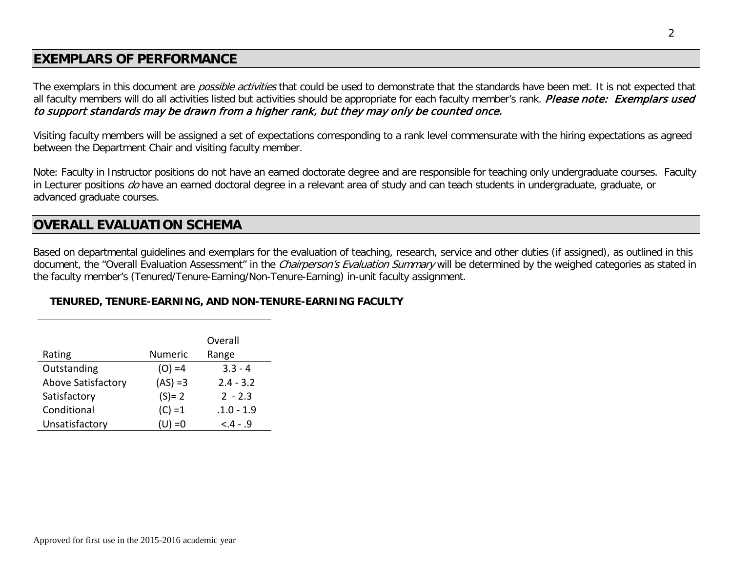## EXEMPLARS OF PERFORMANCE

The exemplars in this document are *possible activities* that could be used to demonstrate that the standards have been met. It is not expected that all faculty members will do all activities listed but activities should be appropriate for each faculty member's rank. ***Please note: Exemplars used to support standards may be drawn from a higher rank, but they may only be counted once.***

Visiting faculty members will be assigned a set of expectations corresponding to a rank level commensurate with the hiring expectations as agreed between the Department Chair and visiting faculty member.

Note: Faculty in Instructor positions do not have an earned doctorate degree and are responsible for teaching only undergraduate courses. Faculty in Lecturer positions *do* have an earned doctoral degree in a relevant area of study and can teach students in undergraduate, graduate, or advanced graduate courses.

## OVERALL EVALUATION SCHEMA

Based on departmental guidelines and exemplars for the evaluation of teaching, research, service and other duties (if assigned), as outlined in this document, the "Overall Evaluation Assessment" in the *Chairperson's Evaluation Summary* will be determined by the weighed categories as stated in the faculty member's (Tenured/Tenure-Earning/Non-Tenure-Earning) in-unit faculty assignment.

**TENURED, TENURE-EARNING, AND NON-TENURE-EARNING FACULTY**

| Rating | Numeric | Overall Range |
|---|---|---|
| Outstanding | (O) =4 | 3.3 - 4 |
| Above Satisfactory | (AS) =3 | 2.4 - 3.2 |
| Satisfactory | (S)= 2 | 2 - 2.3 |
| Conditional | (C) =1 | .1.0 - 1.9 |
| Unsatisfactory | (U) =0 | <.4 - .9 |

Approved for first use in the 2015-2016 academic year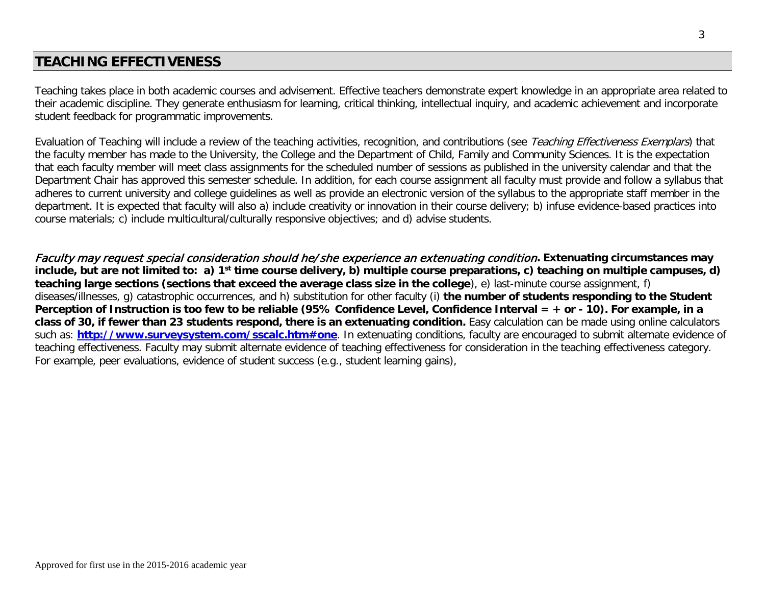## TEACHING EFFECTIVENESS

Teaching takes place in both academic courses and advisement. Effective teachers demonstrate expert knowledge in an appropriate area related to their academic discipline. They generate enthusiasm for learning, critical thinking, intellectual inquiry, and academic achievement and incorporate student feedback for programmatic improvements.

Evaluation of Teaching will include a review of the teaching activities, recognition, and contributions (see *Teaching Effectiveness Exemplars*) that the faculty member has made to the University, the College and the Department of Child, Family and Community Sciences. It is the expectation that each faculty member will meet class assignments for the scheduled number of sessions as published in the university calendar and that the Department Chair has approved this semester schedule. In addition, for each course assignment all faculty must provide and follow a syllabus that adheres to current university and college guidelines as well as provide an electronic version of the syllabus to the appropriate staff member in the department. It is expected that faculty will also a) include creativity or innovation in their course delivery; b) infuse evidence-based practices into course materials; c) include multicultural/culturally responsive objectives; and d) advise students.

*Faculty may request special consideration should he/she experience an extenuating condition*. **Extenuating circumstances may include, but are not limited to: a) 1st time course delivery, b) multiple course preparations, c) teaching on multiple campuses, d) teaching large sections (sections that exceed the average class size in the college**), e) last-minute course assignment, f) diseases/illnesses, g) catastrophic occurrences, and h) substitution for other faculty (i) **the number of students responding to the Student Perception of Instruction is too few to be reliable (95% Confidence Level, Confidence Interval = + or - 10). For example, in a class of 30, if fewer than 23 students respond, there is an extenuating condition.** Easy calculation can be made using online calculators such as: **[http://www.surveysystem.com/sscalc.htm#one](http://www.surveysystem.com/sscalc.htm#one)**. In extenuating conditions, faculty are encouraged to submit alternate evidence of teaching effectiveness. Faculty may submit alternate evidence of teaching effectiveness for consideration in the teaching effectiveness category. For example, peer evaluations, evidence of student success (e.g., student learning gains),

Approved for first use in the 2015-2016 academic year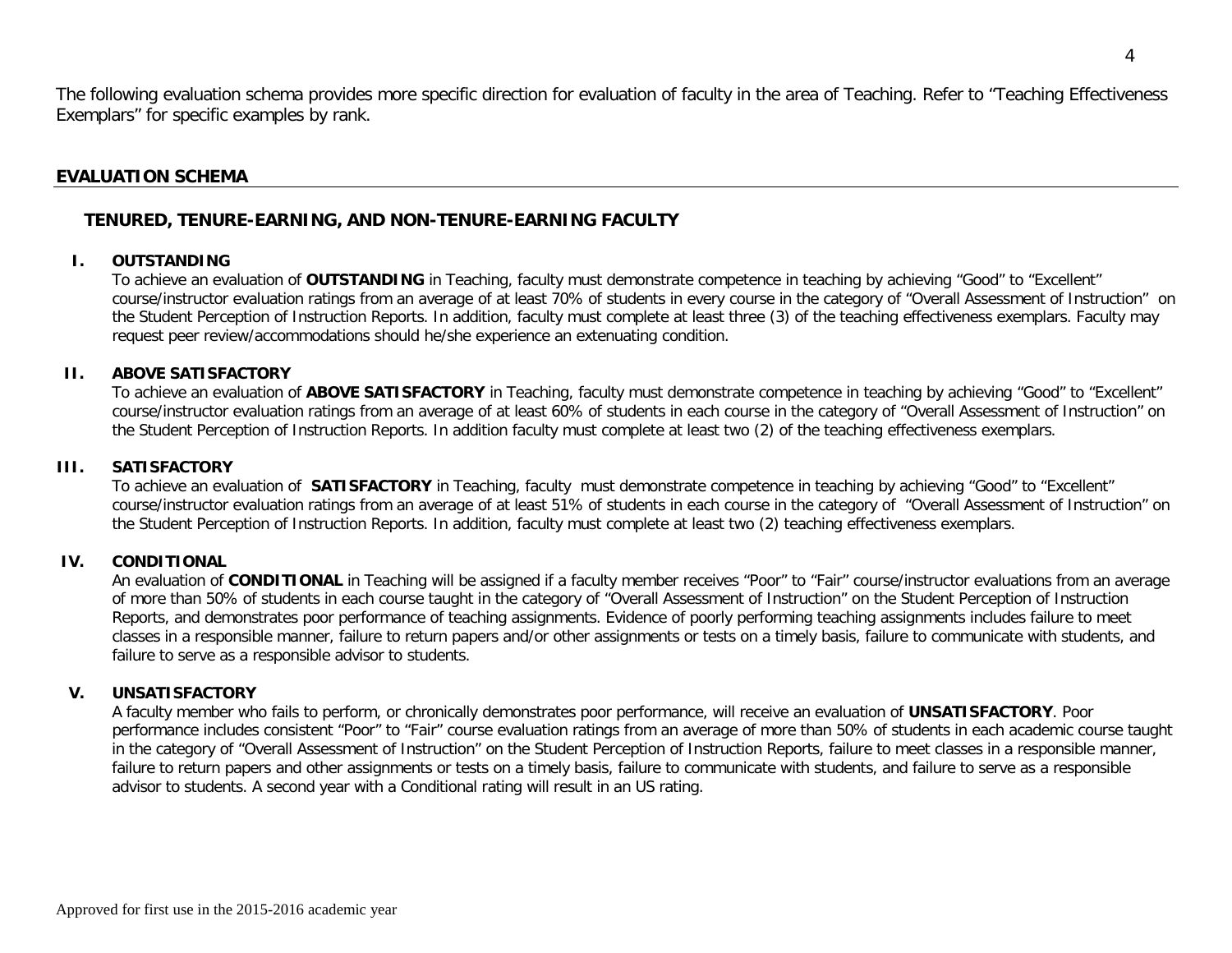The following evaluation schema provides more specific direction for evaluation of faculty in the area of Teaching. Refer to "Teaching Effectiveness Exemplars" for specific examples by rank.

## EVALUATION SCHEMA

### TENURED, TENURE-EARNING, AND NON-TENURE-EARNING FACULTY

**I. OUTSTANDING**

To achieve an evaluation of **OUTSTANDING** in Teaching, faculty must demonstrate competence in teaching by achieving "Good" to "Excellent" course/instructor evaluation ratings from an average of at least 70% of students in every course in the category of "Overall Assessment of Instruction" on the Student Perception of Instruction Reports. In addition, faculty must complete at least three (3) of the teaching effectiveness exemplars. Faculty may request peer review/accommodations should he/she experience an extenuating condition.

**II. ABOVE SATISFACTORY**

To achieve an evaluation of **ABOVE SATISFACTORY** in Teaching, faculty must demonstrate competence in teaching by achieving "Good" to "Excellent" course/instructor evaluation ratings from an average of at least 60% of students in each course in the category of "Overall Assessment of Instruction" on the Student Perception of Instruction Reports. In addition faculty must complete at least two (2) of the teaching effectiveness exemplars.

**III. SATISFACTORY**

To achieve an evaluation of **SATISFACTORY** in Teaching, faculty must demonstrate competence in teaching by achieving "Good" to "Excellent" course/instructor evaluation ratings from an average of at least 51% of students in each course in the category of "Overall Assessment of Instruction" on the Student Perception of Instruction Reports. In addition, faculty must complete at least two (2) teaching effectiveness exemplars.

**IV. CONDITIONAL**

An evaluation of **CONDITIONAL** in Teaching will be assigned if a faculty member receives "Poor" to "Fair" course/instructor evaluations from an average of more than 50% of students in each course taught in the category of "Overall Assessment of Instruction" on the Student Perception of Instruction Reports, and demonstrates poor performance of teaching assignments. Evidence of poorly performing teaching assignments includes failure to meet classes in a responsible manner, failure to return papers and/or other assignments or tests on a timely basis, failure to communicate with students, and failure to serve as a responsible advisor to students.

**V. UNSATISFACTORY**

A faculty member who fails to perform, or chronically demonstrates poor performance, will receive an evaluation of **UNSATISFACTORY**. Poor performance includes consistent "Poor" to "Fair" course evaluation ratings from an average of more than 50% of students in each academic course taught in the category of "Overall Assessment of Instruction" on the Student Perception of Instruction Reports, failure to meet classes in a responsible manner, failure to return papers and other assignments or tests on a timely basis, failure to communicate with students, and failure to serve as a responsible advisor to students. A second year with a Conditional rating will result in an US rating.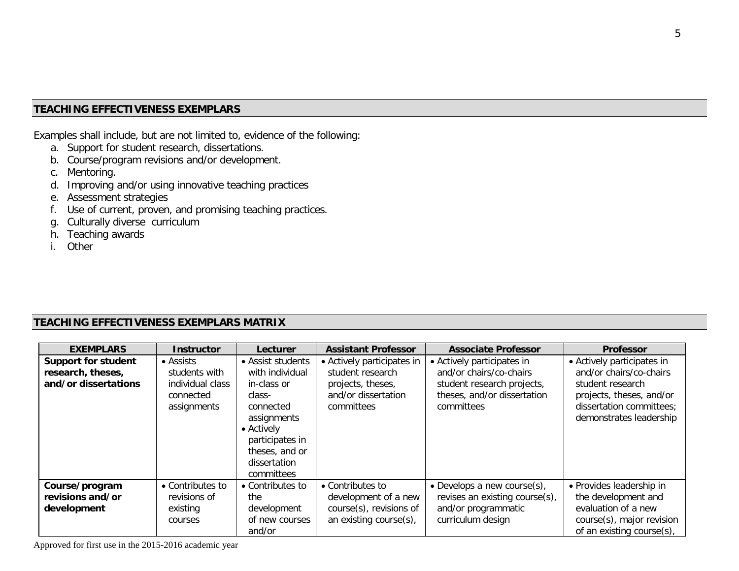## TEACHING EFFECTIVENESS EXEMPLARS

Examples shall include, but are not limited to, evidence of the following:

a. Support for student research, dissertations.
b. Course/program revisions and/or development.
c. Mentoring.
d. Improving and/or using innovative teaching practices
e. Assessment strategies
f. Use of current, proven, and promising teaching practices.
g. Culturally diverse curriculum
h. Teaching awards
i. Other

## TEACHING EFFECTIVENESS EXEMPLARS MATRIX

| EXEMPLARS | Instructor | Lecturer | Assistant Professor | Associate Professor | Professor |
|---|---|---|---|---|---|
| **Support for student research, theses, and/or dissertations** | • Assists students with individual class connected assignments | • Assist students with individual in-class or class-connected assignments<br>• Actively participates in theses, and or dissertation committees | • Actively participates in student research projects, theses, and/or dissertation committees | • Actively participates in and/or chairs/co-chairs student research projects, theses, and/or dissertation committees | • Actively participates in and/or chairs/co-chairs student research projects, theses, and/or dissertation committees; demonstrates leadership |
| **Course/program revisions and/or development** | • Contributes to revisions of existing courses | • Contributes to the development of new courses and/or | • Contributes to development of a new course(s), revisions of an existing course(s), | • Develops a new course(s), revises an existing course(s), and/or programmatic curriculum design | • Provides leadership in the development and evaluation of a new course(s), major revision of an existing course(s), |

Approved for first use in the 2015-2016 academic year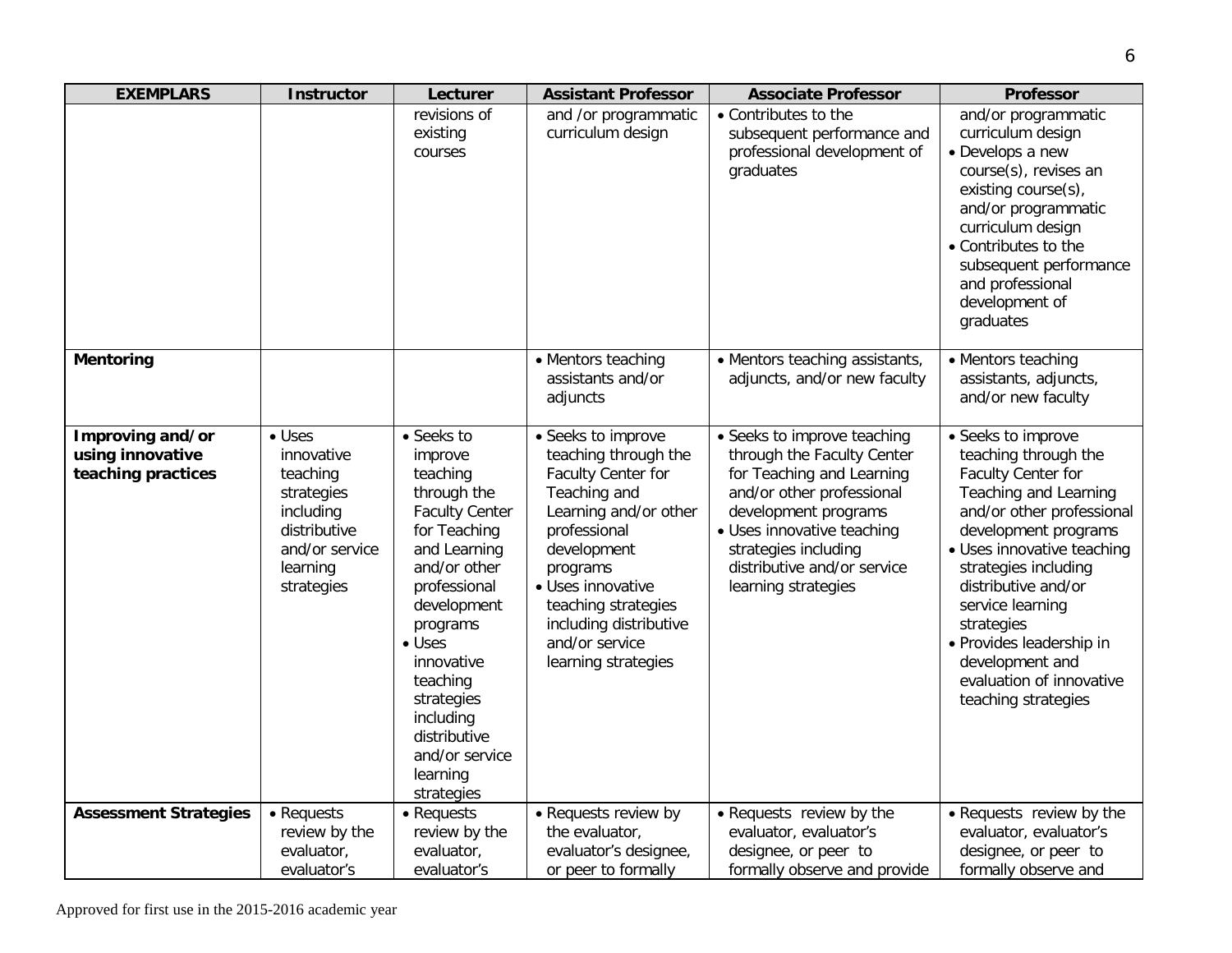| EXEMPLARS | Instructor | Lecturer | Assistant Professor | Associate Professor | Professor |
|---|---|---|---|---|---|
| | | revisions of existing courses | and /or programmatic curriculum design | • Contributes to the subsequent performance and professional development of graduates | and/or programmatic curriculum design<br>• Develops a new course(s), revises an existing course(s), and/or programmatic curriculum design<br>• Contributes to the subsequent performance and professional development of graduates |
| **Mentoring** | | | • Mentors teaching assistants and/or adjuncts | • Mentors teaching assistants, adjuncts, and/or new faculty | • Mentors teaching assistants, adjuncts, and/or new faculty |
| **Improving and/or using innovative teaching practices** | • Uses innovative teaching strategies including distributive and/or service learning strategies | • Seeks to improve teaching through the Faculty Center for Teaching and Learning and/or other professional development programs<br>• Uses innovative teaching strategies including distributive and/or service learning strategies | • Seeks to improve teaching through the Faculty Center for Teaching and Learning and/or other professional development programs<br>• Uses innovative teaching strategies including distributive and/or service learning strategies | • Seeks to improve teaching through the Faculty Center for Teaching and Learning and/or other professional development programs<br>• Uses innovative teaching strategies including distributive and/or service learning strategies | • Seeks to improve teaching through the Faculty Center for Teaching and Learning and/or other professional development programs<br>• Uses innovative teaching strategies including distributive and/or service learning strategies<br>• Provides leadership in development and evaluation of innovative teaching strategies |
| **Assessment Strategies** | • Requests review by the evaluator, evaluator's | • Requests review by the evaluator, evaluator's | • Requests review by the evaluator, evaluator's designee, or peer to formally | • Requests review by the evaluator, evaluator's designee, or peer to formally observe and provide | • Requests review by the evaluator, evaluator's designee, or peer to formally observe and |

Approved for first use in the 2015-2016 academic year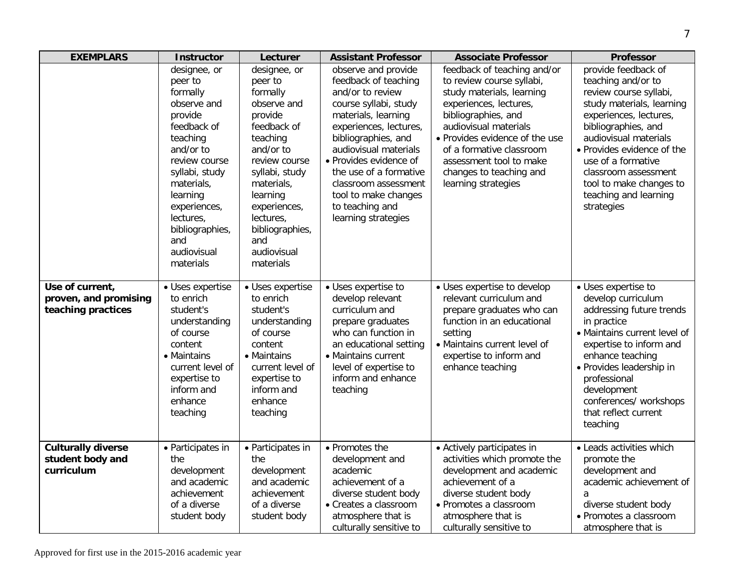| EXEMPLARS | Instructor | Lecturer | Assistant Professor | Associate Professor | Professor |
|---|---|---|---|---|---|
| | designee, or peer to formally observe and provide feedback of teaching and/or to review course syllabi, study materials, learning experiences, lectures, bibliographies, and audiovisual materials | designee, or peer to formally observe and provide feedback of teaching and/or to review course syllabi, study materials, learning experiences, lectures, bibliographies, and audiovisual materials | observe and provide feedback of teaching and/or to review course syllabi, study materials, learning experiences, lectures, bibliographies, and audiovisual materials<br>• Provides evidence of the use of a formative classroom assessment tool to make changes to teaching and learning strategies | feedback of teaching and/or to review course syllabi, study materials, learning experiences, lectures, bibliographies, and audiovisual materials<br>• Provides evidence of the use of a formative classroom assessment tool to make changes to teaching and learning strategies | provide feedback of teaching and/or to review course syllabi, study materials, learning experiences, lectures, bibliographies, and audiovisual materials<br>• Provides evidence of the use of a formative classroom assessment tool to make changes to teaching and learning strategies |
| **Use of current, proven, and promising teaching practices** | • Uses expertise to enrich student's understanding of course content<br>• Maintains current level of expertise to inform and enhance teaching | • Uses expertise to enrich student's understanding of course content<br>• Maintains current level of expertise to inform and enhance teaching | • Uses expertise to develop relevant curriculum and prepare graduates who can function in an educational setting<br>• Maintains current level of expertise to inform and enhance teaching | • Uses expertise to develop relevant curriculum and prepare graduates who can function in an educational setting<br>• Maintains current level of expertise to inform and enhance teaching | • Uses expertise to develop curriculum addressing future trends in practice<br>• Maintains current level of expertise to inform and enhance teaching<br>• Provides leadership in professional development conferences/ workshops that reflect current teaching |
| **Culturally diverse student body and curriculum** | • Participates in the development and academic achievement of a diverse student body | • Participates in the development and academic achievement of a diverse student body | • Promotes the development and academic achievement of a diverse student body<br>• Creates a classroom atmosphere that is culturally sensitive to | • Actively participates in activities which promote the development and academic achievement of a diverse student body<br>• Promotes a classroom atmosphere that is culturally sensitive to | • Leads activities which promote the development and academic achievement of a diverse student body<br>• Promotes a classroom atmosphere that is |

Approved for first use in the 2015-2016 academic year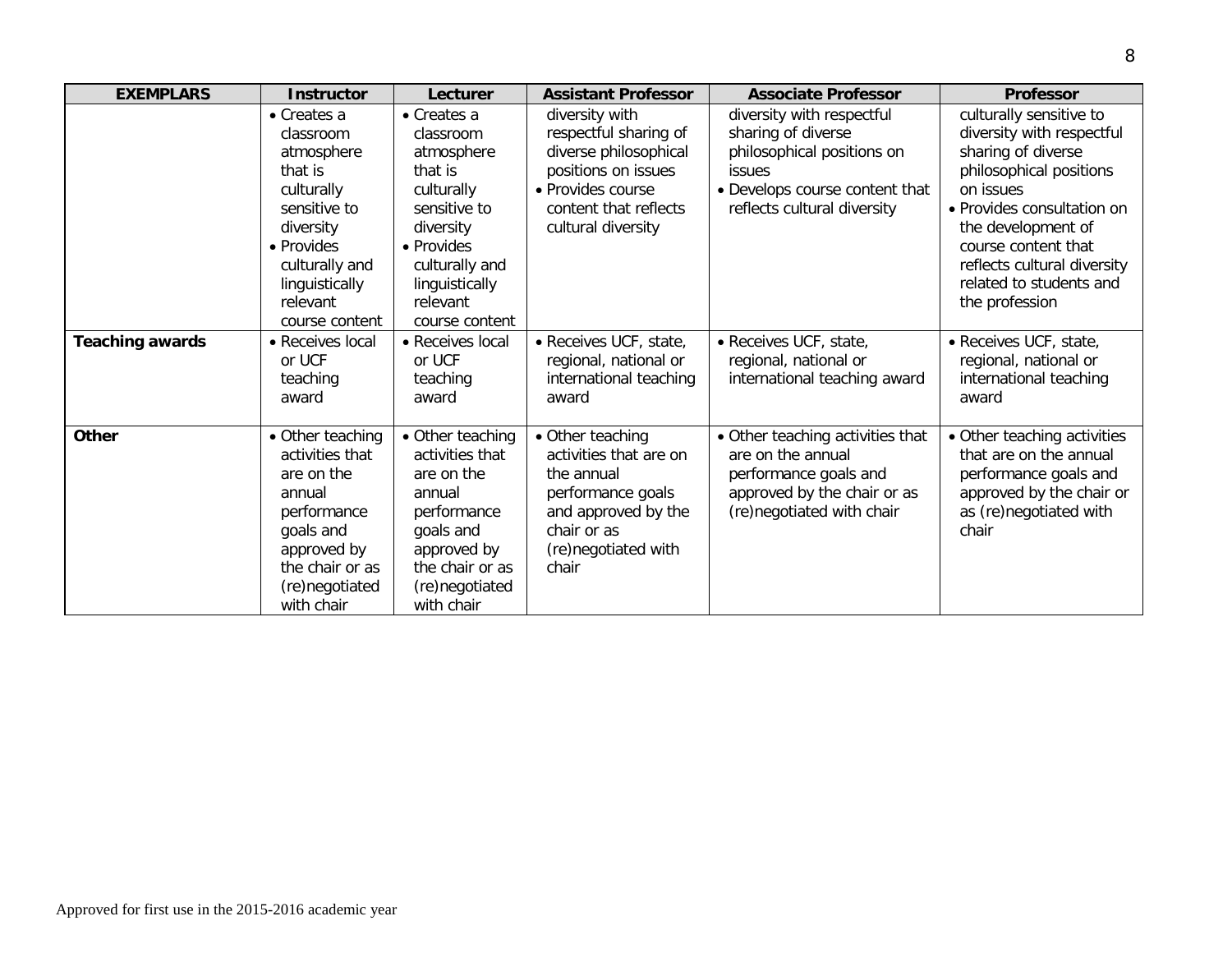| EXEMPLARS | Instructor | Lecturer | Assistant Professor | Associate Professor | Professor |
|---|---|---|---|---|---|
| | • Creates a classroom atmosphere that is culturally sensitive to diversity<br>• Provides culturally and linguistically relevant course content | • Creates a classroom atmosphere that is culturally sensitive to diversity<br>• Provides culturally and linguistically relevant course content | diversity with respectful sharing of diverse philosophical positions on issues<br>• Provides course content that reflects cultural diversity | diversity with respectful sharing of diverse philosophical positions on issues<br>• Develops course content that reflects cultural diversity | culturally sensitive to diversity with respectful sharing of diverse philosophical positions on issues<br>• Provides consultation on the development of course content that reflects cultural diversity related to students and the profession |
| **Teaching awards** | • Receives local or UCF teaching award | • Receives local or UCF teaching award | • Receives UCF, state, regional, national or international teaching award | • Receives UCF, state, regional, national or international teaching award | • Receives UCF, state, regional, national or international teaching award |
| **Other** | • Other teaching activities that are on the annual performance goals and approved by the chair or as (re)negotiated with chair | • Other teaching activities that are on the annual performance goals and approved by the chair or as (re)negotiated with chair | • Other teaching activities that are on the annual performance goals and approved by the chair or as (re)negotiated with chair | • Other teaching activities that are on the annual performance goals and approved by the chair or as (re)negotiated with chair | • Other teaching activities that are on the annual performance goals and approved by the chair or as (re)negotiated with chair |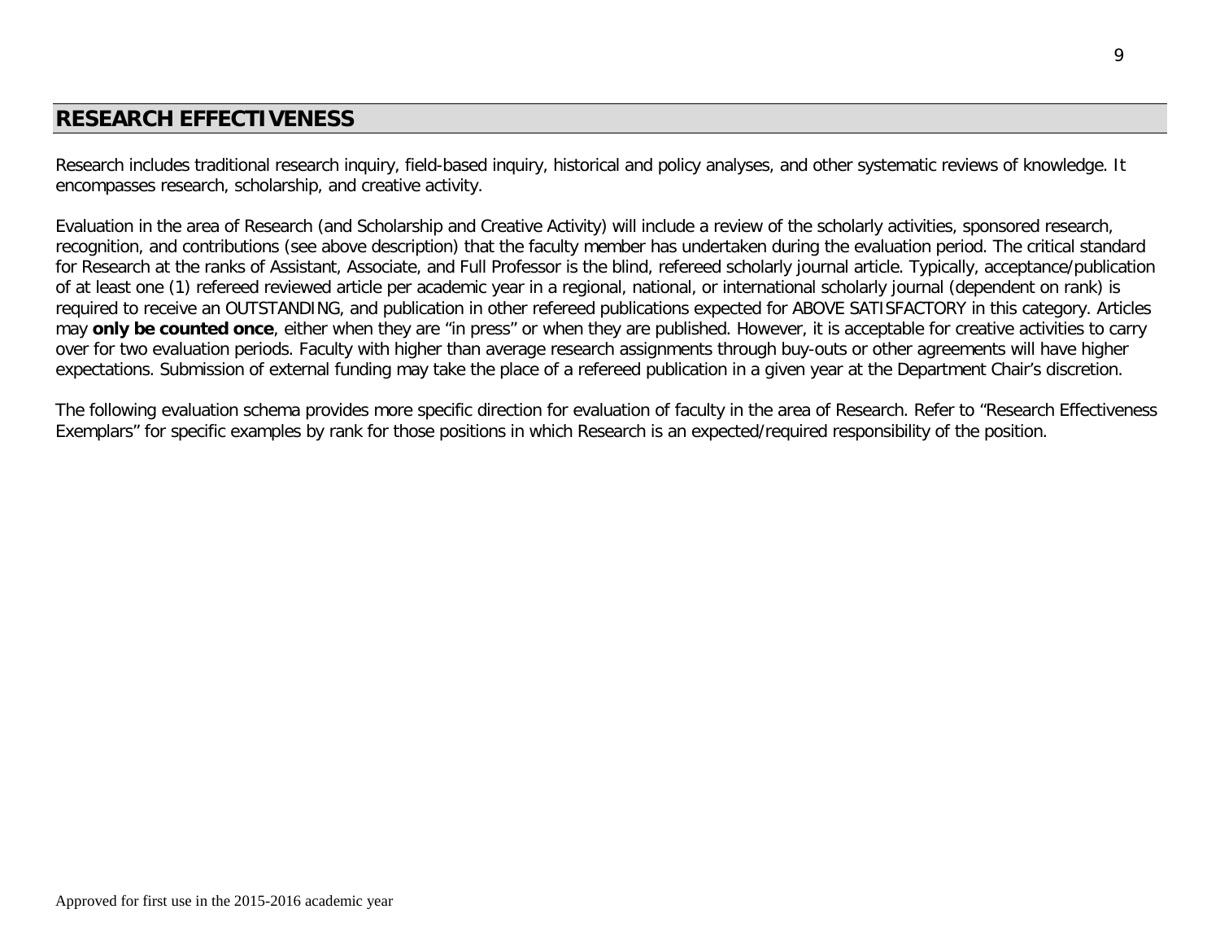## RESEARCH EFFECTIVENESS

Research includes traditional research inquiry, field-based inquiry, historical and policy analyses, and other systematic reviews of knowledge. It encompasses research, scholarship, and creative activity.

Evaluation in the area of Research (and Scholarship and Creative Activity) will include a review of the scholarly activities, sponsored research, recognition, and contributions (see above description) that the faculty member has undertaken during the evaluation period. The critical standard for Research at the ranks of Assistant, Associate, and Full Professor is the blind, refereed scholarly journal article. Typically, acceptance/publication of at least one (1) refereed reviewed article per academic year in a regional, national, or international scholarly journal (dependent on rank) is required to receive an OUTSTANDING, and publication in other refereed publications expected for ABOVE SATISFACTORY in this category. Articles may **only be counted once**, either when they are "in press" or when they are published. However, it is acceptable for creative activities to carry over for two evaluation periods. Faculty with higher than average research assignments through buy-outs or other agreements will have higher expectations. Submission of external funding may take the place of a refereed publication in a given year at the Department Chair's discretion.

The following evaluation schema provides more specific direction for evaluation of faculty in the area of Research. Refer to "Research Effectiveness Exemplars" for specific examples by rank for those positions in which Research is an expected/required responsibility of the position.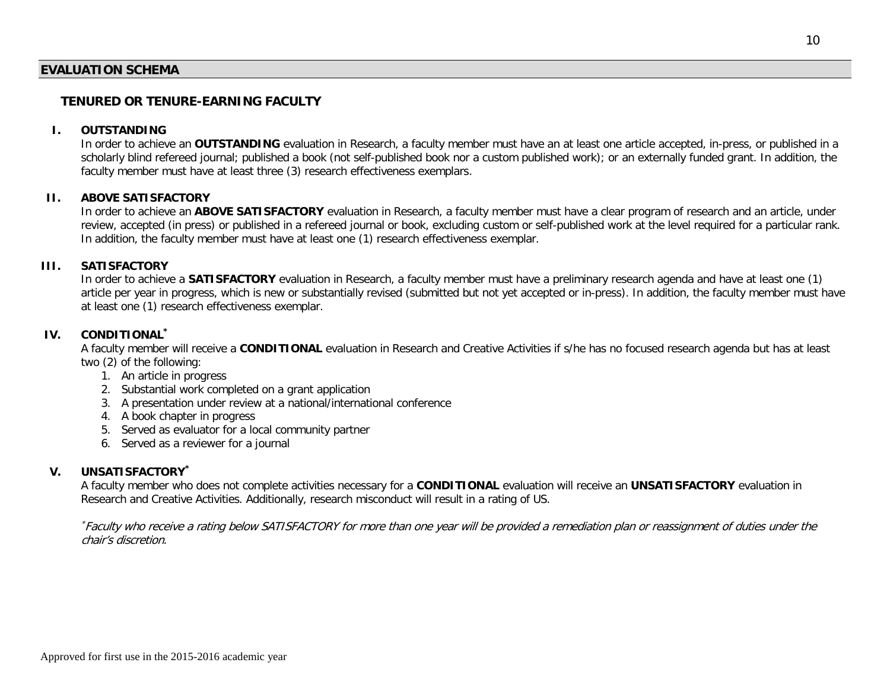## EVALUATION SCHEMA

### TENURED OR TENURE-EARNING FACULTY

**I. OUTSTANDING**

In order to achieve an **OUTSTANDING** evaluation in Research, a faculty member must have an at least one article accepted, in-press, or published in a scholarly blind refereed journal; published a book (not self-published book nor a custom published work); or an externally funded grant. In addition, the faculty member must have at least three (3) research effectiveness exemplars.

**II. ABOVE SATISFACTORY**

In order to achieve an **ABOVE SATISFACTORY** evaluation in Research, a faculty member must have a clear program of research and an article, under review, accepted (in press) or published in a refereed journal or book, excluding custom or self-published work at the level required for a particular rank. In addition, the faculty member must have at least one (1) research effectiveness exemplar.

**III. SATISFACTORY**

In order to achieve a **SATISFACTORY** evaluation in Research, a faculty member must have a preliminary research agenda and have at least one (1) article per year in progress, which is new or substantially revised (submitted but not yet accepted or in-press). In addition, the faculty member must have at least one (1) research effectiveness exemplar.

**IV. CONDITIONAL***

A faculty member will receive a **CONDITIONAL** evaluation in Research and Creative Activities if s/he has no focused research agenda but has at least two (2) of the following:

1. An article in progress
2. Substantial work completed on a grant application
3. A presentation under review at a national/international conference
4. A book chapter in progress
5. Served as evaluator for a local community partner
6. Served as a reviewer for a journal

**V. UNSATISFACTORY***

A faculty member who does not complete activities necessary for a **CONDITIONAL** evaluation will receive an **UNSATISFACTORY** evaluation in Research and Creative Activities. Additionally, research misconduct will result in a rating of US.

*\*Faculty who receive a rating below SATISFACTORY for more than one year will be provided a remediation plan or reassignment of duties under the chair's discretion.*

Approved for first use in the 2015-2016 academic year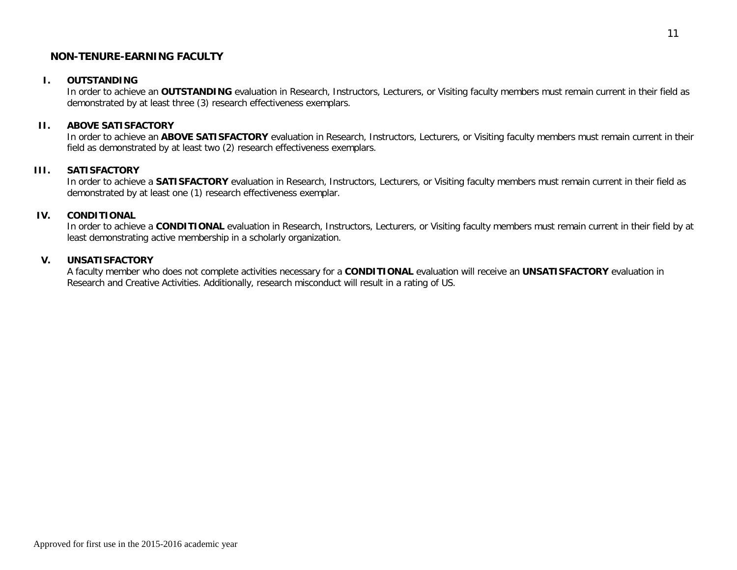## NON-TENURE-EARNING FACULTY

### I. OUTSTANDING

In order to achieve an **OUTSTANDING** evaluation in Research, Instructors, Lecturers, or Visiting faculty members must remain current in their field as demonstrated by at least three (3) research effectiveness exemplars.

### II. ABOVE SATISFACTORY

In order to achieve an **ABOVE SATISFACTORY** evaluation in Research, Instructors, Lecturers, or Visiting faculty members must remain current in their field as demonstrated by at least two (2) research effectiveness exemplars.

### III. SATISFACTORY

In order to achieve a **SATISFACTORY** evaluation in Research, Instructors, Lecturers, or Visiting faculty members must remain current in their field as demonstrated by at least one (1) research effectiveness exemplar.

### IV. CONDITIONAL

In order to achieve a **CONDITIONAL** evaluation in Research, Instructors, Lecturers, or Visiting faculty members must remain current in their field by at least demonstrating active membership in a scholarly organization.

### V. UNSATISFACTORY

A faculty member who does not complete activities necessary for a **CONDITIONAL** evaluation will receive an **UNSATISFACTORY** evaluation in Research and Creative Activities. Additionally, research misconduct will result in a rating of US.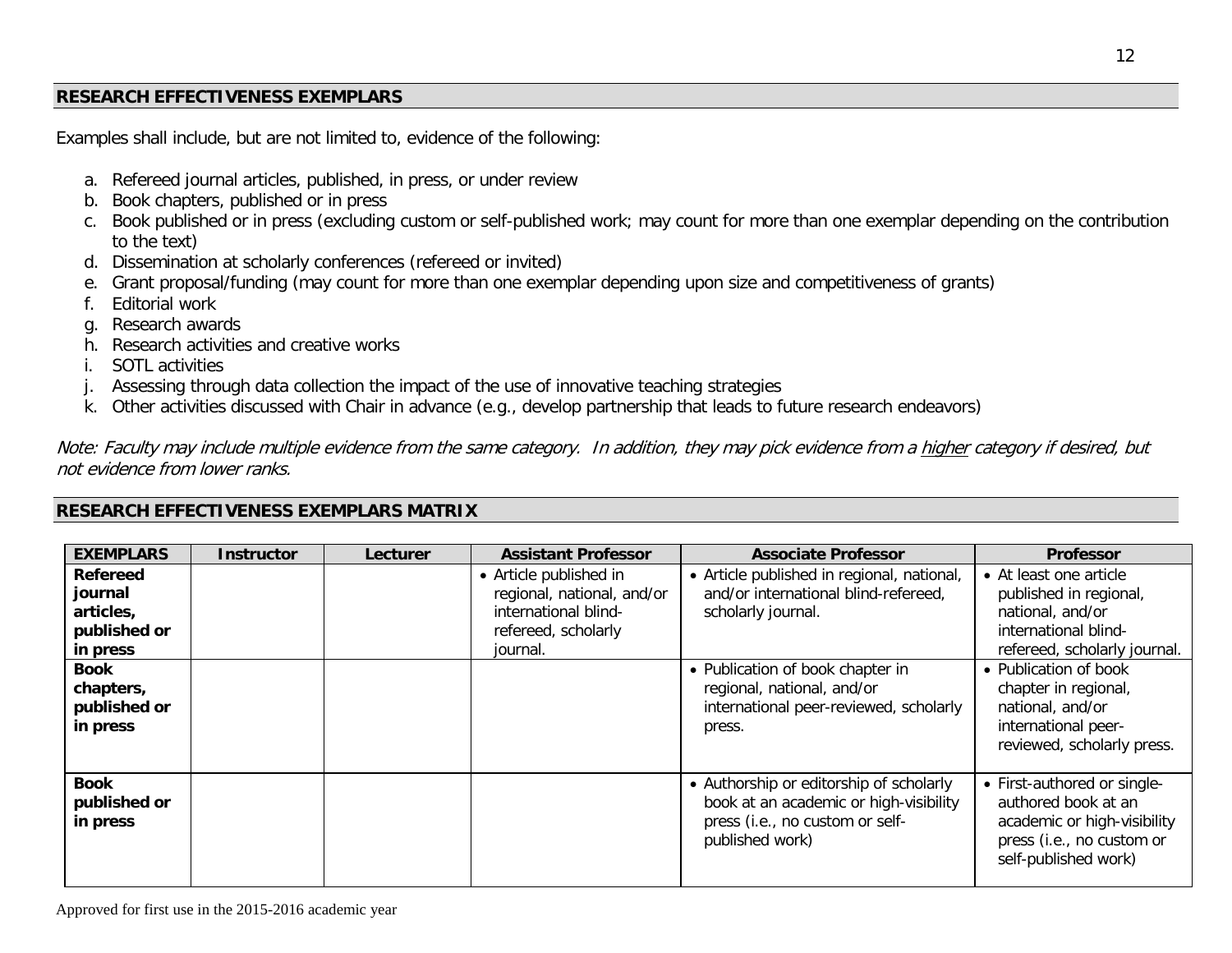## RESEARCH EFFECTIVENESS EXEMPLARS

Examples shall include, but are not limited to, evidence of the following:

a. Refereed journal articles, published, in press, or under review
b. Book chapters, published or in press
c. Book published or in press (excluding custom or self-published work; may count for more than one exemplar depending on the contribution to the text)
d. Dissemination at scholarly conferences (refereed or invited)
e. Grant proposal/funding (may count for more than one exemplar depending upon size and competitiveness of grants)
f. Editorial work
g. Research awards
h. Research activities and creative works
i. SOTL activities
j. Assessing through data collection the impact of the use of innovative teaching strategies
k. Other activities discussed with Chair in advance (e.g., develop partnership that leads to future research endeavors)

*Note: Faculty may include multiple evidence from the same category. In addition, they may pick evidence from a higher category if desired, but not evidence from lower ranks.*

## RESEARCH EFFECTIVENESS EXEMPLARS MATRIX

| EXEMPLARS | Instructor | Lecturer | Assistant Professor | Associate Professor | Professor |
|---|---|---|---|---|---|
| **Refereed journal articles, published or in press** | | | • Article published in regional, national, and/or international blind-refereed, scholarly journal. | • Article published in regional, national, and/or international blind-refereed, scholarly journal. | • At least one article published in regional, national, and/or international blind-refereed, scholarly journal. |
| **Book chapters, published or in press** | | | | • Publication of book chapter in regional, national, and/or international peer-reviewed, scholarly press. | • Publication of book chapter in regional, national, and/or international peer-reviewed, scholarly press. |
| **Book published or in press** | | | | • Authorship or editorship of scholarly book at an academic or high-visibility press (i.e., no custom or self-published work) | • First-authored or single-authored book at an academic or high-visibility press (i.e., no custom or self-published work) |

Approved for first use in the 2015-2016 academic year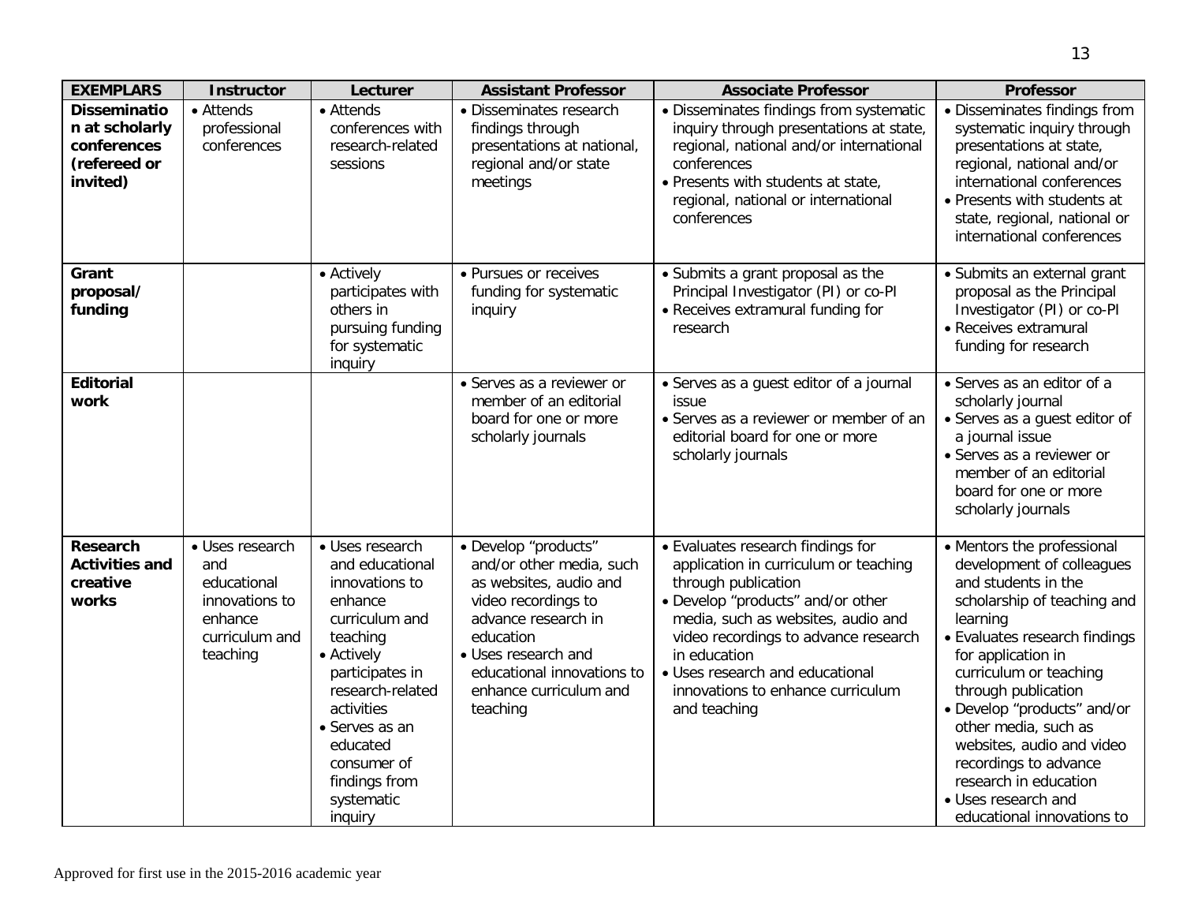| EXEMPLARS | Instructor | Lecturer | Assistant Professor | Associate Professor | Professor |
|---|---|---|---|---|---|
| **Dissemination at scholarly conferences (refereed or invited)** | • Attends professional conferences | • Attends conferences with research-related sessions | • Disseminates research findings through presentations at national, regional and/or state meetings | • Disseminates findings from systematic inquiry through presentations at state, regional, national and/or international conferences<br>• Presents with students at state, regional, national or international conferences | • Disseminates findings from systematic inquiry through presentations at state, regional, national and/or international conferences<br>• Presents with students at state, regional, national or international conferences |
| **Grant proposal/ funding** | | • Actively participates with others in pursuing funding for systematic inquiry | • Pursues or receives funding for systematic inquiry | • Submits a grant proposal as the Principal Investigator (PI) or co-PI<br>• Receives extramural funding for research | • Submits an external grant proposal as the Principal Investigator (PI) or co-PI<br>• Receives extramural funding for research |
| **Editorial work** | | | • Serves as a reviewer or member of an editorial board for one or more scholarly journals | • Serves as a guest editor of a journal issue<br>• Serves as a reviewer or member of an editorial board for one or more scholarly journals | • Serves as an editor of a scholarly journal<br>• Serves as a guest editor of a journal issue<br>• Serves as a reviewer or member of an editorial board for one or more scholarly journals |
| **Research Activities and creative works** | • Uses research and educational innovations to enhance curriculum and teaching | • Uses research and educational innovations to enhance curriculum and teaching<br>• Actively participates in research-related activities<br>• Serves as an educated consumer of findings from systematic inquiry | • Develop "products" and/or other media, such as websites, audio and video recordings to advance research in education<br>• Uses research and educational innovations to enhance curriculum and teaching | • Evaluates research findings for application in curriculum or teaching through publication<br>• Develop "products" and/or other media, such as websites, audio and video recordings to advance research in education<br>• Uses research and educational innovations to enhance curriculum and teaching | • Mentors the professional development of colleagues and students in the scholarship of teaching and learning<br>• Evaluates research findings for application in curriculum or teaching through publication<br>• Develop "products" and/or other media, such as websites, audio and video recordings to advance research in education<br>• Uses research and educational innovations to |

Approved for first use in the 2015-2016 academic year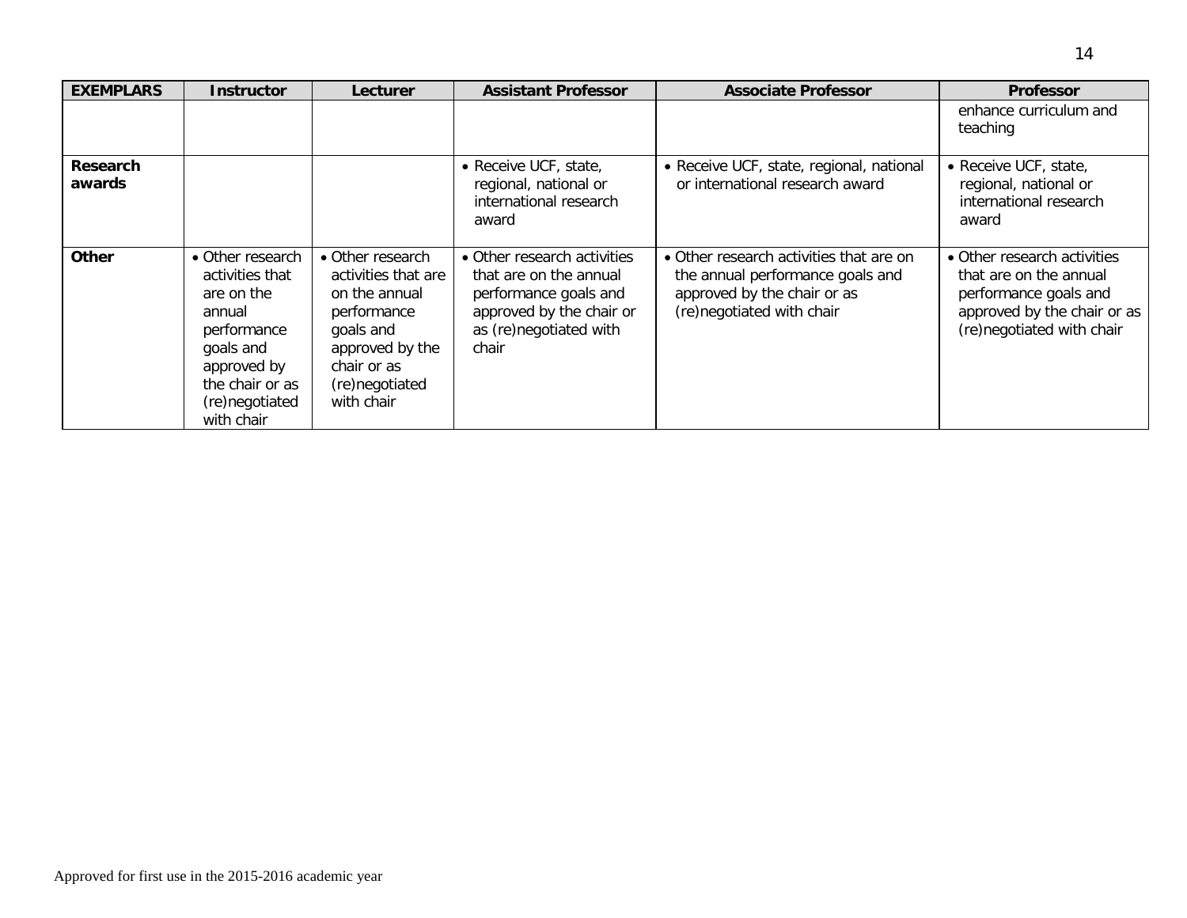| EXEMPLARS | Instructor | Lecturer | Assistant Professor | Associate Professor | Professor |
|---|---|---|---|---|---|
| | | | | | enhance curriculum and teaching |
| **Research awards** | | | • Receive UCF, state, regional, national or international research award | • Receive UCF, state, regional, national or international research award | • Receive UCF, state, regional, national or international research award |
| **Other** | • Other research activities that are on the annual performance goals and approved by the chair or as (re)negotiated with chair | • Other research activities that are on the annual performance goals and approved by the chair or as (re)negotiated with chair | • Other research activities that are on the annual performance goals and approved by the chair or as (re)negotiated with chair | • Other research activities that are on the annual performance goals and approved by the chair or as (re)negotiated with chair | • Other research activities that are on the annual performance goals and approved by the chair or as (re)negotiated with chair |

Approved for first use in the 2015-2016 academic year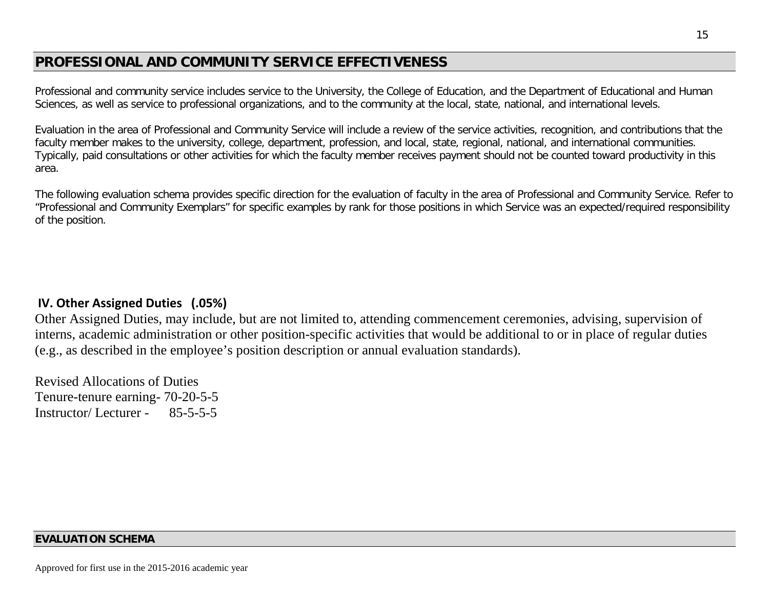## PROFESSIONAL AND COMMUNITY SERVICE EFFECTIVENESS

Professional and community service includes service to the University, the College of Education, and the Department of Educational and Human Sciences, as well as service to professional organizations, and to the community at the local, state, national, and international levels.

Evaluation in the area of Professional and Community Service will include a review of the service activities, recognition, and contributions that the faculty member makes to the university, college, department, profession, and local, state, regional, national, and international communities. Typically, paid consultations or other activities for which the faculty member receives payment should not be counted toward productivity in this area.

The following evaluation schema provides specific direction for the evaluation of faculty in the area of Professional and Community Service. Refer to "Professional and Community Exemplars" for specific examples by rank for those positions in which Service was an expected/required responsibility of the position.

### IV. Other Assigned Duties (.05%)

Other Assigned Duties, may include, but are not limited to, attending commencement ceremonies, advising, supervision of interns, academic administration or other position-specific activities that would be additional to or in place of regular duties (e.g., as described in the employee's position description or annual evaluation standards).

Revised Allocations of Duties  
Tenure-tenure earning- 70-20-5-5  
Instructor/ Lecturer - 85-5-5-5

## EVALUATION SCHEMA

Approved for first use in the 2015-2016 academic year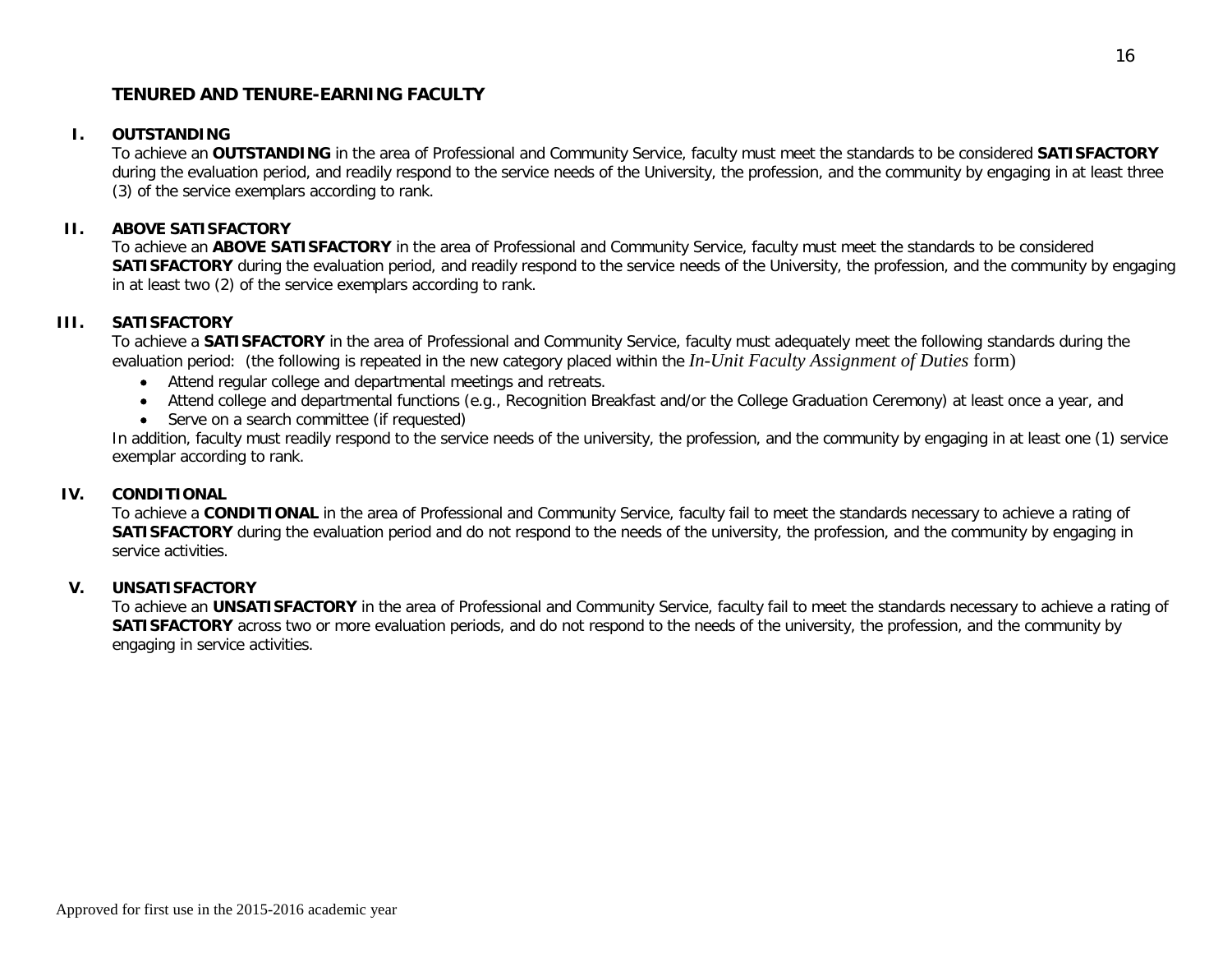## TENURED AND TENURE-EARNING FACULTY

### I. OUTSTANDING

To achieve an **OUTSTANDING** in the area of Professional and Community Service, faculty must meet the standards to be considered **SATISFACTORY** during the evaluation period, and readily respond to the service needs of the University, the profession, and the community by engaging in at least three (3) of the service exemplars according to rank.

### II. ABOVE SATISFACTORY

To achieve an **ABOVE SATISFACTORY** in the area of Professional and Community Service, faculty must meet the standards to be considered **SATISFACTORY** during the evaluation period, and readily respond to the service needs of the University, the profession, and the community by engaging in at least two (2) of the service exemplars according to rank.

### III. SATISFACTORY

To achieve a **SATISFACTORY** in the area of Professional and Community Service, faculty must adequately meet the following standards during the evaluation period: (the following is repeated in the new category placed within the *In-Unit Faculty Assignment of Duties* form)

- Attend regular college and departmental meetings and retreats.
- Attend college and departmental functions (e.g., Recognition Breakfast and/or the College Graduation Ceremony) at least once a year, and
- Serve on a search committee (if requested)

In addition, faculty must readily respond to the service needs of the university, the profession, and the community by engaging in at least one (1) service exemplar according to rank.

### IV. CONDITIONAL

To achieve a **CONDITIONAL** in the area of Professional and Community Service, faculty fail to meet the standards necessary to achieve a rating of **SATISFACTORY** during the evaluation period and do not respond to the needs of the university, the profession, and the community by engaging in service activities.

### V. UNSATISFACTORY

To achieve an **UNSATISFACTORY** in the area of Professional and Community Service, faculty fail to meet the standards necessary to achieve a rating of **SATISFACTORY** across two or more evaluation periods, and do not respond to the needs of the university, the profession, and the community by engaging in service activities.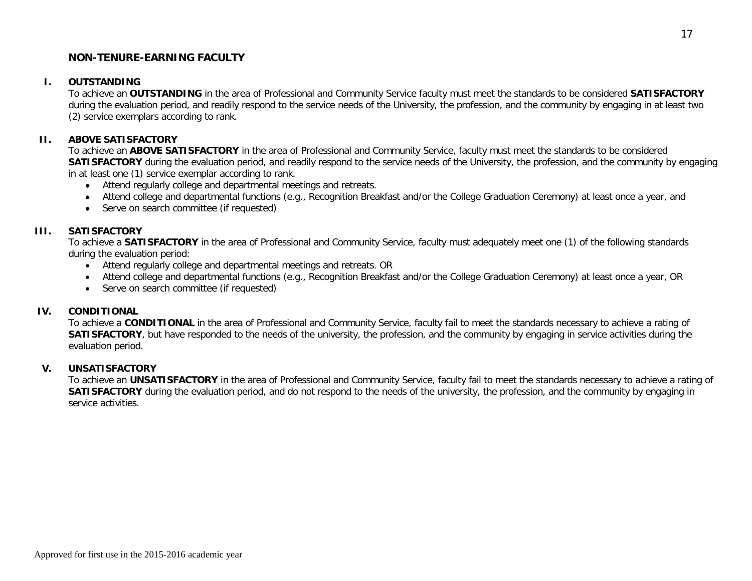## NON-TENURE-EARNING FACULTY

### I. OUTSTANDING

To achieve an **OUTSTANDING** in the area of Professional and Community Service faculty must meet the standards to be considered **SATISFACTORY** during the evaluation period, and readily respond to the service needs of the University, the profession, and the community by engaging in at least two (2) service exemplars according to rank.

### II. ABOVE SATISFACTORY

To achieve an **ABOVE SATISFACTORY** in the area of Professional and Community Service, faculty must meet the standards to be considered **SATISFACTORY** during the evaluation period, and readily respond to the service needs of the University, the profession, and the community by engaging in at least one (1) service exemplar according to rank.

- Attend regularly college and departmental meetings and retreats.
- Attend college and departmental functions (e.g., Recognition Breakfast and/or the College Graduation Ceremony) at least once a year, and
- Serve on search committee (if requested)

### III. SATISFACTORY

To achieve a **SATISFACTORY** in the area of Professional and Community Service, faculty must adequately meet one (1) of the following standards during the evaluation period:

- Attend regularly college and departmental meetings and retreats. OR
- Attend college and departmental functions (e.g., Recognition Breakfast and/or the College Graduation Ceremony) at least once a year, OR
- Serve on search committee (if requested)

### IV. CONDITIONAL

To achieve a **CONDITIONAL** in the area of Professional and Community Service, faculty fail to meet the standards necessary to achieve a rating of **SATISFACTORY**, but have responded to the needs of the university, the profession, and the community by engaging in service activities during the evaluation period.

### V. UNSATISFACTORY

To achieve an **UNSATISFACTORY** in the area of Professional and Community Service, faculty fail to meet the standards necessary to achieve a rating of **SATISFACTORY** during the evaluation period, and do not respond to the needs of the university, the profession, and the community by engaging in service activities.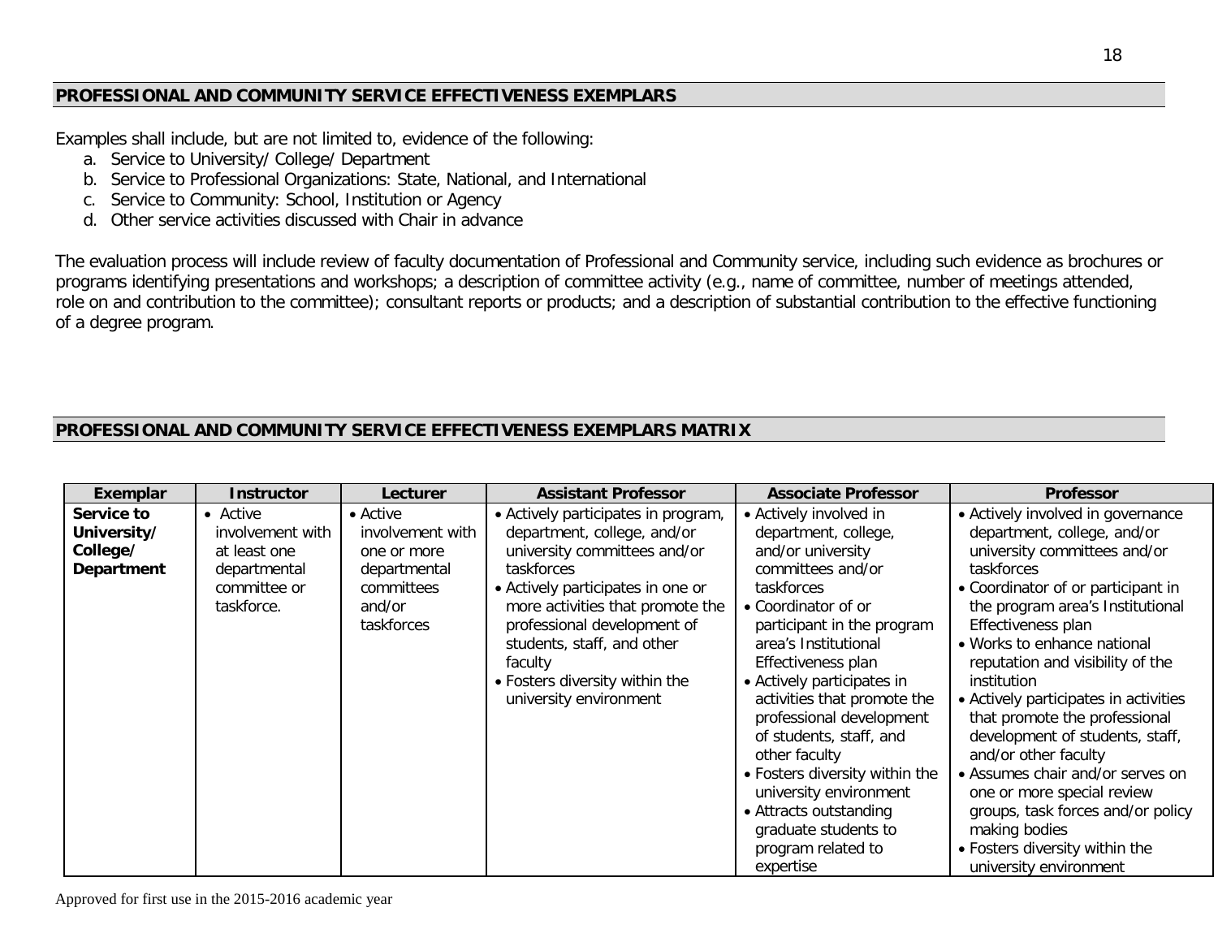## PROFESSIONAL AND COMMUNITY SERVICE EFFECTIVENESS EXEMPLARS

Examples shall include, but are not limited to, evidence of the following:

a. Service to University/ College/ Department
b. Service to Professional Organizations: State, National, and International
c. Service to Community: School, Institution or Agency
d. Other service activities discussed with Chair in advance

The evaluation process will include review of faculty documentation of Professional and Community service, including such evidence as brochures or programs identifying presentations and workshops; a description of committee activity (e.g., name of committee, number of meetings attended, role on and contribution to the committee); consultant reports or products; and a description of substantial contribution to the effective functioning of a degree program.

## PROFESSIONAL AND COMMUNITY SERVICE EFFECTIVENESS EXEMPLARS MATRIX

| Exemplar | Instructor | Lecturer | Assistant Professor | Associate Professor | Professor |
|---|---|---|---|---|---|
| **Service to University/ College/ Department** | • Active involvement with at least one departmental committee or taskforce. | • Active involvement with one or more departmental committees and/or taskforces | • Actively participates in program, department, college, and/or university committees and/or taskforces<br>• Actively participates in one or more activities that promote the professional development of students, staff, and other faculty<br>• Fosters diversity within the university environment | • Actively involved in department, college, and/or university committees and/or taskforces<br>• Coordinator of or participant in the program area's Institutional Effectiveness plan<br>• Actively participates in activities that promote the professional development of students, staff, and other faculty<br>• Fosters diversity within the university environment<br>• Attracts outstanding graduate students to program related to expertise | • Actively involved in governance department, college, and/or university committees and/or taskforces<br>• Coordinator of or participant in the program area's Institutional Effectiveness plan<br>• Works to enhance national reputation and visibility of the institution<br>• Actively participates in activities that promote the professional development of students, staff, and/or other faculty<br>• Assumes chair and/or serves on one or more special review groups, task forces and/or policy making bodies<br>• Fosters diversity within the university environment |

Approved for first use in the 2015-2016 academic year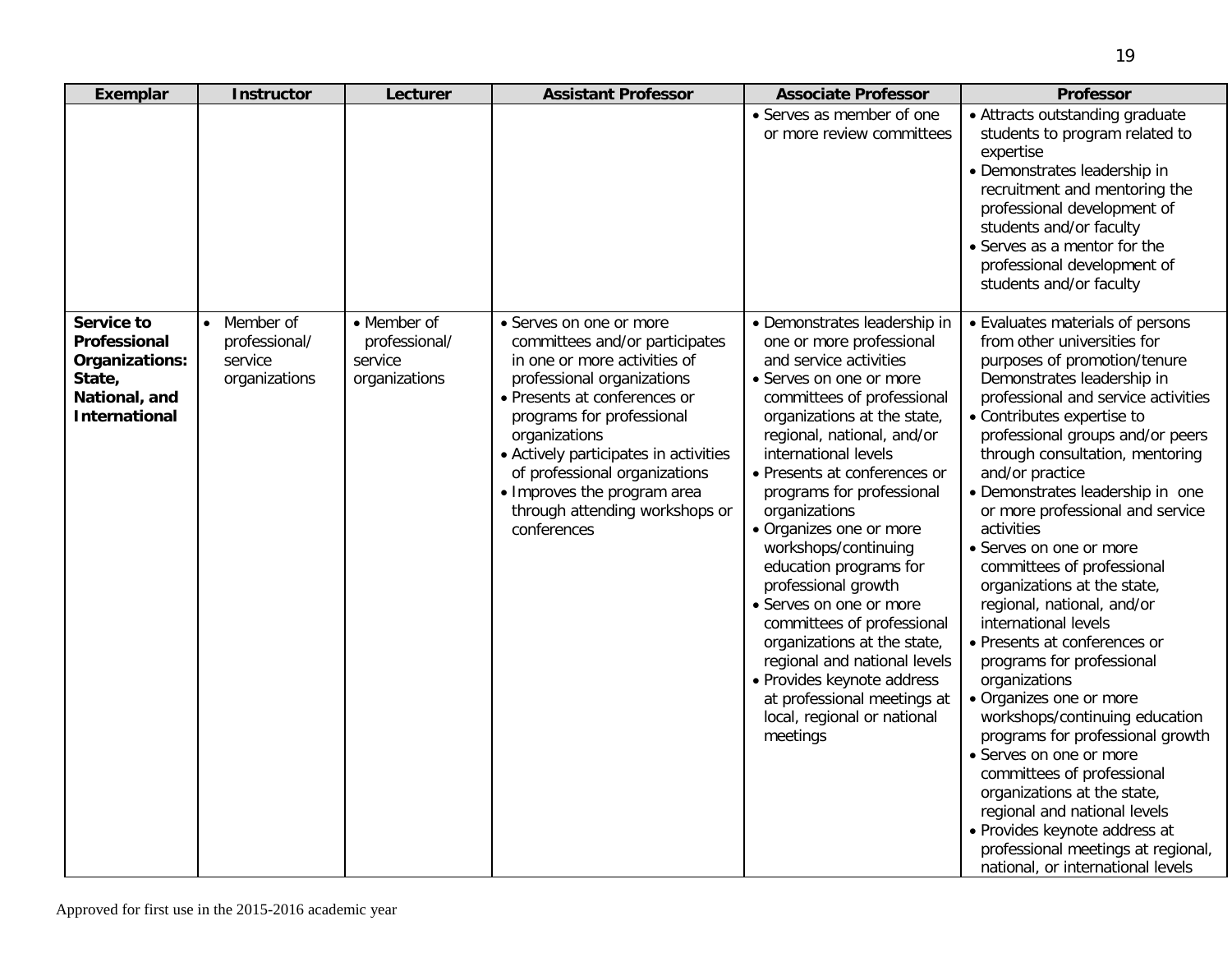| Exemplar | Instructor | Lecturer | Assistant Professor | Associate Professor | Professor |
|---|---|---|---|---|---|
| | | | | • Serves as member of one or more review committees | • Attracts outstanding graduate students to program related to expertise<br>• Demonstrates leadership in recruitment and mentoring the professional development of students and/or faculty<br>• Serves as a mentor for the professional development of students and/or faculty |
| **Service to Professional Organizations: State, National, and International** | • Member of professional/ service organizations | • Member of professional/ service organizations | • Serves on one or more committees and/or participates in one or more activities of professional organizations<br>• Presents at conferences or programs for professional organizations<br>• Actively participates in activities of professional organizations<br>• Improves the program area through attending workshops or conferences | • Demonstrates leadership in one or more professional and service activities<br>• Serves on one or more committees of professional organizations at the state, regional, national, and/or international levels<br>• Presents at conferences or programs for professional organizations<br>• Organizes one or more workshops/continuing education programs for professional growth<br>• Serves on one or more committees of professional organizations at the state, regional and national levels<br>• Provides keynote address at professional meetings at local, regional or national meetings | • Evaluates materials of persons from other universities for purposes of promotion/tenure Demonstrates leadership in professional and service activities<br>• Contributes expertise to professional groups and/or peers through consultation, mentoring and/or practice<br>• Demonstrates leadership in one or more professional and service activities<br>• Serves on one or more committees of professional organizations at the state, regional, national, and/or international levels<br>• Presents at conferences or programs for professional organizations<br>• Organizes one or more workshops/continuing education programs for professional growth<br>• Serves on one or more committees of professional organizations at the state, regional and national levels<br>• Provides keynote address at professional meetings at regional, national, or international levels |

Approved for first use in the 2015-2016 academic year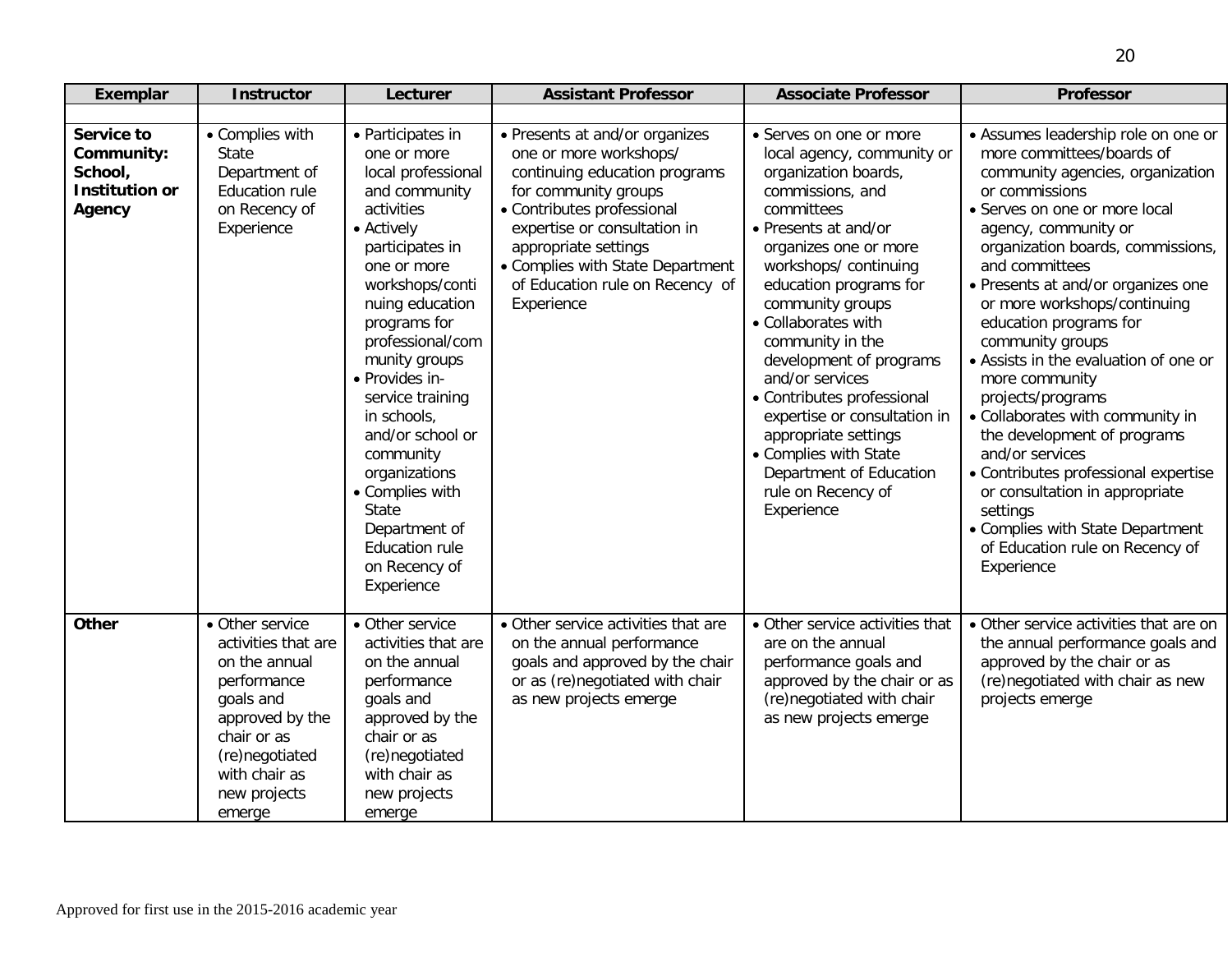| Exemplar | Instructor | Lecturer | Assistant Professor | Associate Professor | Professor |
|---|---|---|---|---|---|
| | | | | | |
| **Service to Community: School, Institution or Agency** | • Complies with State Department of Education rule on Recency of Experience | • Participates in one or more local professional and community activities<br>• Actively participates in one or more workshops/continuing education programs for professional/community groups<br>• Provides in-service training in schools, and/or school or community organizations<br>• Complies with State Department of Education rule on Recency of Experience | • Presents at and/or organizes one or more workshops/ continuing education programs for community groups<br>• Contributes professional expertise or consultation in appropriate settings<br>• Complies with State Department of Education rule on Recency of Experience | • Serves on one or more local agency, community or organization boards, commissions, and committees<br>• Presents at and/or organizes one or more workshops/ continuing education programs for community groups<br>• Collaborates with community in the development of programs and/or services<br>• Contributes professional expertise or consultation in appropriate settings<br>• Complies with State Department of Education rule on Recency of Experience | • Assumes leadership role on one or more committees/boards of community agencies, organization or commissions<br>• Serves on one or more local agency, community or organization boards, commissions, and committees<br>• Presents at and/or organizes one or more workshops/continuing education programs for community groups<br>• Assists in the evaluation of one or more community projects/programs<br>• Collaborates with community in the development of programs and/or services<br>• Contributes professional expertise or consultation in appropriate settings<br>• Complies with State Department of Education rule on Recency of Experience |
| **Other** | • Other service activities that are on the annual performance goals and approved by the chair or as (re)negotiated with chair as new projects emerge | • Other service activities that are on the annual performance goals and approved by the chair or as (re)negotiated with chair as new projects emerge | • Other service activities that are on the annual performance goals and approved by the chair or as (re)negotiated with chair as new projects emerge | • Other service activities that are on the annual performance goals and approved by the chair or as (re)negotiated with chair as new projects emerge | • Other service activities that are on the annual performance goals and approved by the chair or as (re)negotiated with chair as new projects emerge |